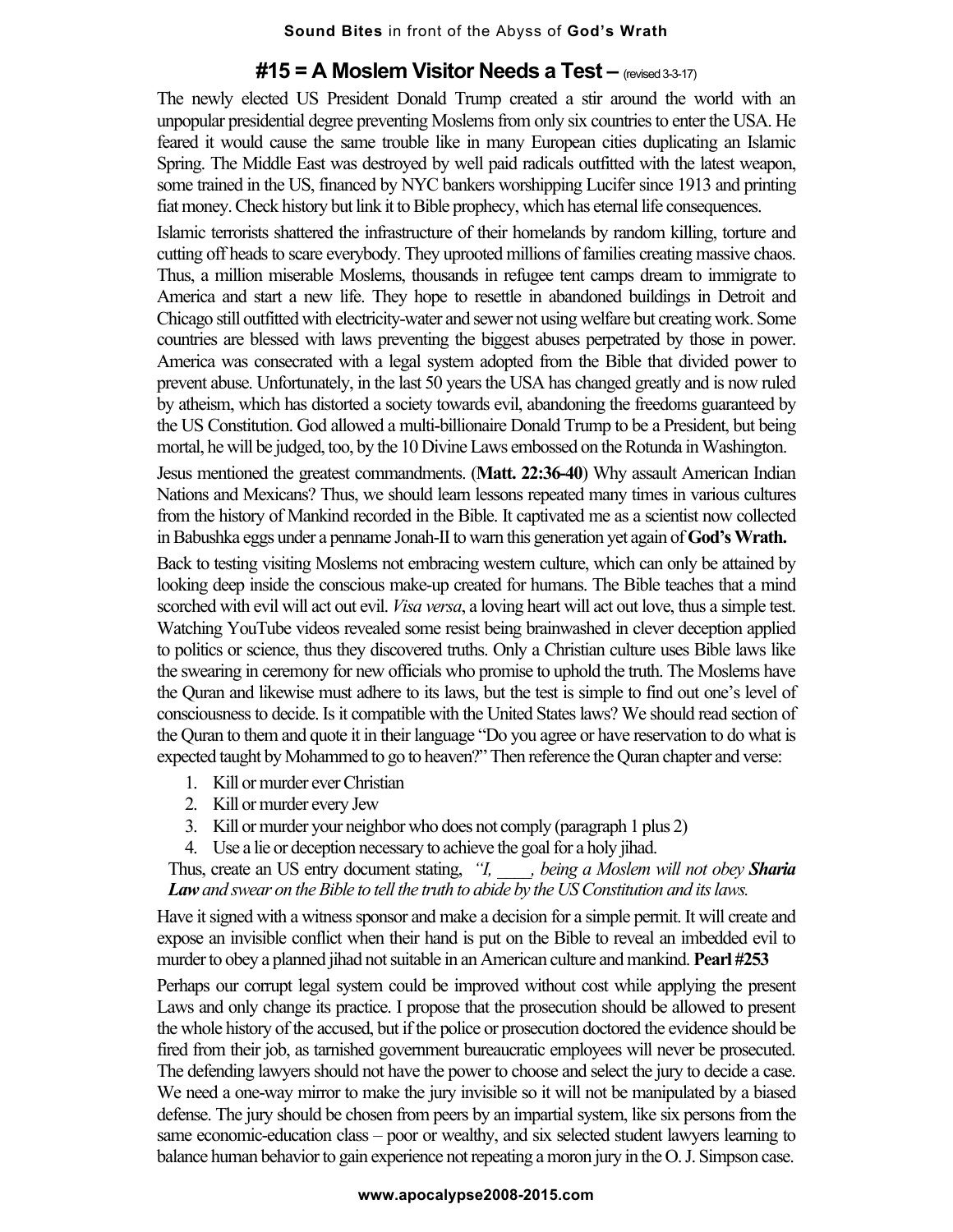## #15 = A Moslem Visitor Needs a Test – (revised 3-3-17)

The newly elected US President Donald Trump created a stir around the world with an unpopular presidential degree preventing Moslems from only six countries to enter the USA. He feared it would cause the same trouble like in many European cities duplicating an Islamic Spring. The Middle East was destroyed by well paid radicals outfitted with the latest weapon, some trained in the US, financed by NYC bankers worshipping Lucifer since 1913 and printing fiat money. Check history but link it to Bible prophecy, which has eternal life consequences.

Islamic terrorists shattered the infrastructure of their homelands by random killing, torture and cutting off heads to scare everybody. They uprooted millions of families creating massive chaos. Thus, a million miserable Moslems, thousands in refugee tent camps dream to immigrate to America and start a new life. They hope to resettle in abandoned buildings in Detroit and Chicago still outfitted with electricity-water and sewer not using welfare but creating work. Some countries are blessed with laws preventing the biggest abuses perpetrated by those in power. America was consecrated with a legal system adopted from the Bible that divided power to prevent abuse. Unfortunately, in the last 50 years the USA has changed greatly and is now ruled by atheism, which has distorted a society towards evil, abandoning the freedoms guaranteed by the US Constitution. God allowed a multi-billionaire Donald Trump to be a President, but being mortal, he will be judged, too, by the 10 Divine Laws embossed on the Rotunda in Washington.

Jesus mentioned the greatest commandments. (**Matt. 22:36-40**) Why assault American Indian Nations and Mexicans? Thus, we should learn lessons repeated many times in various cultures from the history of Mankind recorded in the Bible. It captivated me as a scientist now collected in Babushka eggs under a penname Jonah-II to warn this generation yet again of **God's Wrath.**

Back to testing visiting Moslems not embracing western culture, which can only be attained by looking deep inside the conscious make-up created for humans. The Bible teaches that a mind scorched with evil will act out evil. *Visa versa*, a loving heart will act out love, thus a simple test. Watching YouTube videos revealed some resist being brainwashed in clever deception applied to politics or science, thus they discovered truths. Only a Christian culture uses Bible laws like the swearing in ceremony for new officials who promise to uphold the truth. The Moslems have the Quran and likewise must adhere to its laws, but the test is simple to find out one's level of consciousness to decide. Is it compatible with the United States laws? We should read section of the Quran to them and quote it in their language "Do you agree or have reservation to do what is expected taught by Mohammed to go to heaven?" Then reference the Quran chapter and verse:

1. Kill or murder ever Christian
2. Kill or murder every Jew
3. Kill or murder your neighbor who does not comply (paragraph 1 plus 2)
4. Use a lie or deception necessary to achieve the goal for a holy jihad.

Thus, create an US entry document stating, *"I, ____, being a Moslem will not obey **Sharia Law** and swear on the Bible to tell the truth to abide by the US Constitution and its laws.*

Have it signed with a witness sponsor and make a decision for a simple permit. It will create and expose an invisible conflict when their hand is put on the Bible to reveal an imbedded evil to murder to obey a planned jihad not suitable in an American culture and mankind. **Pearl #253**

Perhaps our corrupt legal system could be improved without cost while applying the present Laws and only change its practice. I propose that the prosecution should be allowed to present the whole history of the accused, but if the police or prosecution doctored the evidence should be fired from their job, as tarnished government bureaucratic employees will never be prosecuted. The defending lawyers should not have the power to choose and select the jury to decide a case. We need a one-way mirror to make the jury invisible so it will not be manipulated by a biased defense. The jury should be chosen from peers by an impartial system, like six persons from the same economic-education class – poor or wealthy, and six selected student lawyers learning to balance human behavior to gain experience not repeating a moron jury in the O. J. Simpson case.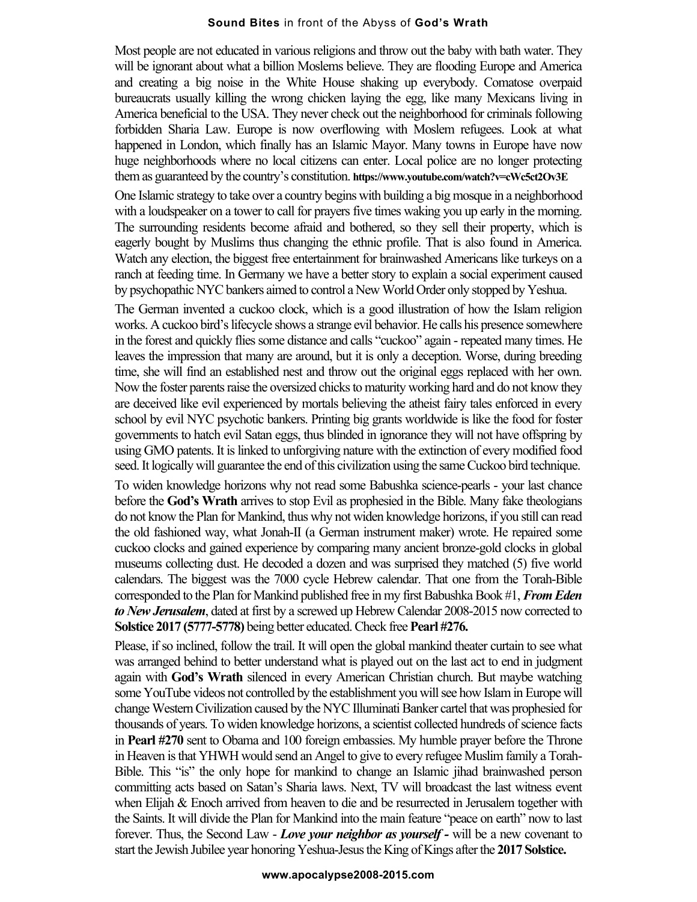Most people are not educated in various religions and throw out the baby with bath water. They will be ignorant about what a billion Moslems believe. They are flooding Europe and America and creating a big noise in the White House shaking up everybody. Comatose overpaid bureaucrats usually killing the wrong chicken laying the egg, like many Mexicans living in America beneficial to the USA. They never check out the neighborhood for criminals following forbidden Sharia Law. Europe is now overflowing with Moslem refugees. Look at what happened in London, which finally has an Islamic Mayor. Many towns in Europe have now huge neighborhoods where no local citizens can enter. Local police are no longer protecting them as guaranteed by the country's constitution. **https://www.youtube.com/watch?v=cWc5ct2Ov3E**

One Islamic strategy to take over a country begins with building a big mosque in a neighborhood with a loudspeaker on a tower to call for prayers five times waking you up early in the morning. The surrounding residents become afraid and bothered, so they sell their property, which is eagerly bought by Muslims thus changing the ethnic profile. That is also found in America. Watch any election, the biggest free entertainment for brainwashed Americans like turkeys on a ranch at feeding time. In Germany we have a better story to explain a social experiment caused by psychopathic NYC bankers aimed to control a New World Order only stopped by Yeshua.

The German invented a cuckoo clock, which is a good illustration of how the Islam religion works. A cuckoo bird's lifecycle shows a strange evil behavior. He calls his presence somewhere in the forest and quickly flies some distance and calls "cuckoo" again - repeated many times. He leaves the impression that many are around, but it is only a deception. Worse, during breeding time, she will find an established nest and throw out the original eggs replaced with her own. Now the foster parents raise the oversized chicks to maturity working hard and do not know they are deceived like evil experienced by mortals believing the atheist fairy tales enforced in every school by evil NYC psychotic bankers. Printing big grants worldwide is like the food for foster governments to hatch evil Satan eggs, thus blinded in ignorance they will not have offspring by using GMO patents. It is linked to unforgiving nature with the extinction of every modified food seed. It logically will guarantee the end of this civilization using the same Cuckoo bird technique.

To widen knowledge horizons why not read some Babushka science-pearls - your last chance before the **God's Wrath** arrives to stop Evil as prophesied in the Bible. Many fake theologians do not know the Plan for Mankind, thus why not widen knowledge horizons, if you still can read the old fashioned way, what Jonah-II (a German instrument maker) wrote. He repaired some cuckoo clocks and gained experience by comparing many ancient bronze-gold clocks in global museums collecting dust. He decoded a dozen and was surprised they matched (5) five world calendars. The biggest was the 7000 cycle Hebrew calendar. That one from the Torah-Bible corresponded to the Plan for Mankind published free in my first Babushka Book #1, ***From Eden to New Jerusalem***, dated at first by a screwed up Hebrew Calendar 2008-2015 now corrected to **Solstice 2017 (5777-5778)** being better educated. Check free **Pearl #276.**

Please, if so inclined, follow the trail. It will open the global mankind theater curtain to see what was arranged behind to better understand what is played out on the last act to end in judgment again with **God's Wrath** silenced in every American Christian church. But maybe watching some YouTube videos not controlled by the establishment you will see how Islam in Europe will change Western Civilization caused by the NYC Illuminati Banker cartel that was prophesied for thousands of years. To widen knowledge horizons, a scientist collected hundreds of science facts in **Pearl #270** sent to Obama and 100 foreign embassies. My humble prayer before the Throne in Heaven is that YHWH would send an Angel to give to every refugee Muslim family a Torah-Bible. This "is" the only hope for mankind to change an Islamic jihad brainwashed person committing acts based on Satan's Sharia laws. Next, TV will broadcast the last witness event when Elijah & Enoch arrived from heaven to die and be resurrected in Jerusalem together with the Saints. It will divide the Plan for Mankind into the main feature "peace on earth" now to last forever. Thus, the Second Law - ***Love your neighbor as yourself -*** will be a new covenant to start the Jewish Jubilee year honoring Yeshua-Jesus the King of Kings after the **2017 Solstice.**